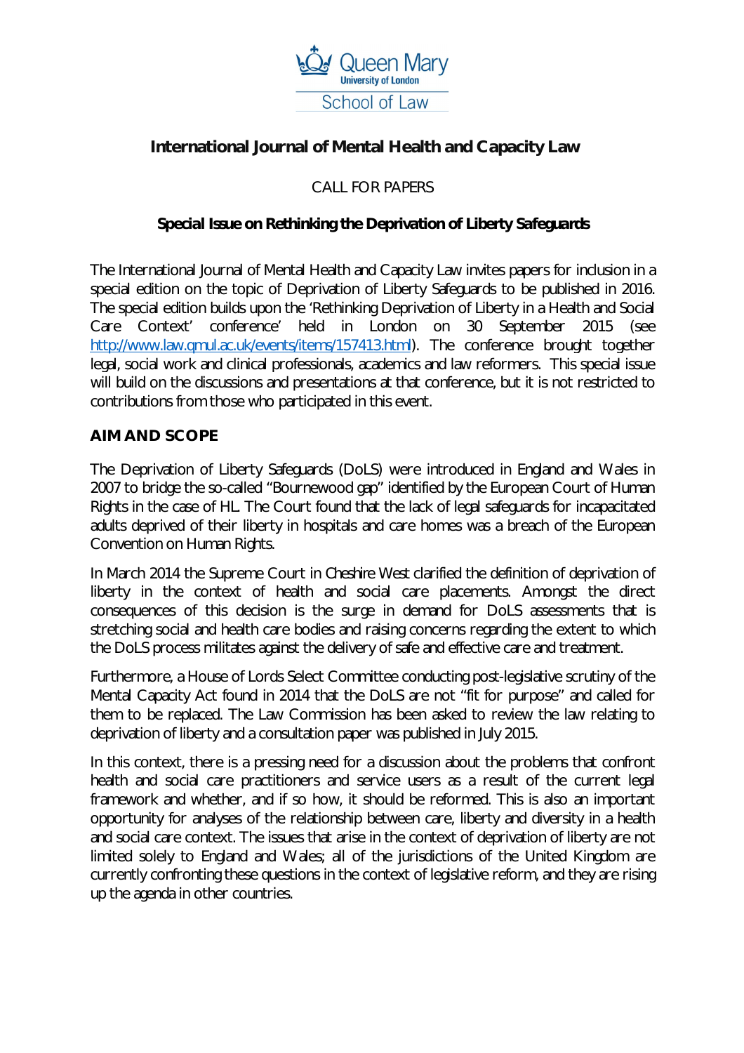# International Journal of Mental Health and Capacity Law

CALL FOR PAPERS

**Special Issue on Rethinking the Deprivation of Liberty Safeguards**

The International Journal of Mental Health and Capacity Law invites papers for inclusion in a special edition on the topic of Deprivation of Liberty Safeguards to be published in 2016. The special edition builds upon the 'Rethinking Deprivation of Liberty in a Health and Social Care Context' conference' held in London on 30 September 2015 (see http://www.law.qmul.ac.uk/events/items/157413.html). The conference brought together legal, social work and clinical professionals, academics and law reformers. This special issue will build on the discussions and presentations at that conference, but it is not restricted to contributions from those who participated in this event.

## AIM AND SCOPE

The Deprivation of Liberty Safeguards (DoLS) were introduced in England and Wales in 2007 to bridge the so-called "Bournewood gap" identified by the European Court of Human Rights in the case of HL. The Court found that the lack of legal safeguards for incapacitated adults deprived of their liberty in hospitals and care homes was a breach of the European Convention on Human Rights.

In March 2014 the Supreme Court in Cheshire West clarified the definition of deprivation of liberty in the context of health and social care placements. Amongst the direct consequences of this decision is the surge in demand for DoLS assessments that is stretching social and health care bodies and raising concerns regarding the extent to which the DoLS process militates against the delivery of safe and effective care and treatment.

Furthermore, a House of Lords Select Committee conducting post-legislative scrutiny of the Mental Capacity Act found in 2014 that the DoLS are not "fit for purpose" and called for them to be replaced. The Law Commission has been asked to review the law relating to deprivation of liberty and a consultation paper was published in July 2015.

In this context, there is a pressing need for a discussion about the problems that confront health and social care practitioners and service users as a result of the current legal framework and whether, and if so how, it should be reformed. This is also an important opportunity for analyses of the relationship between care, liberty and diversity in a health and social care context. The issues that arise in the context of deprivation of liberty are not limited solely to England and Wales; all of the jurisdictions of the United Kingdom are currently confronting these questions in the context of legislative reform, and they are rising up the agenda in other countries.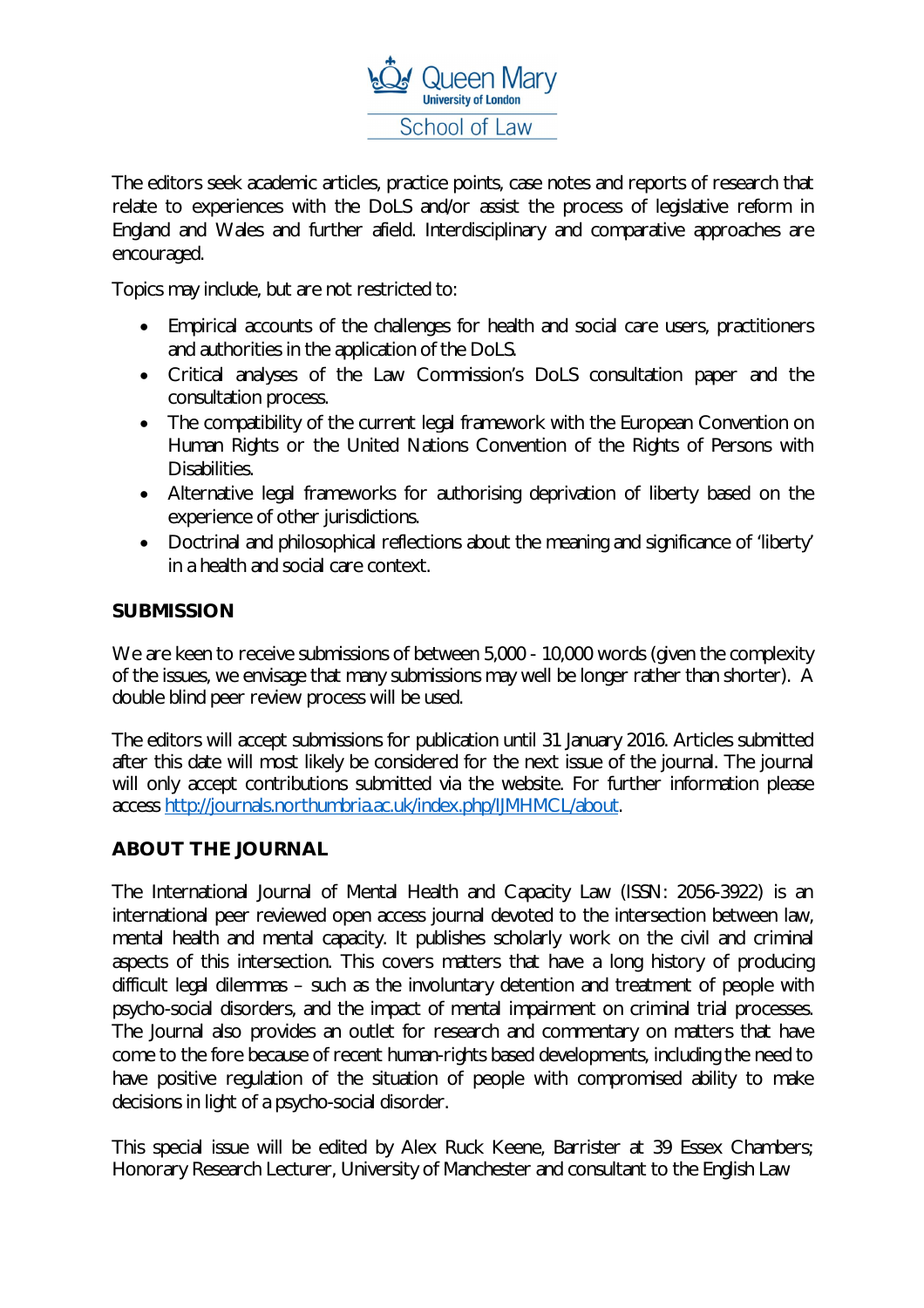The editors seek academic articles, practice points, case notes and reports of research that relate to experiences with the DoLS and/or assist the process of legislative reform in England and Wales and further afield. Interdisciplinary and comparative approaches are encouraged.

Topics may include, but are not restricted to:

- Empirical accounts of the challenges for health and social care users, practitioners and authorities in the application of the DoLS.
- Critical analyses of the Law Commission's DoLS consultation paper and the consultation process.
- The compatibility of the current legal framework with the European Convention on Human Rights or the United Nations Convention of the Rights of Persons with Disabilities.
- Alternative legal frameworks for authorising deprivation of liberty based on the experience of other jurisdictions.
- Doctrinal and philosophical reflections about the meaning and significance of 'liberty' in a health and social care context.

## SUBMISSION

We are keen to receive submissions of between 5,000 - 10,000 words (given the complexity of the issues, we envisage that many submissions may well be longer rather than shorter). A double blind peer review process will be used.

The editors will accept submissions for publication until 31 January 2016. Articles submitted after this date will most likely be considered for the next issue of the journal. The journal will only accept contributions submitted via the website. For further information please access http://journals.northumbria.ac.uk/index.php/IJMHMCL/about.

## ABOUT THE JOURNAL

The International Journal of Mental Health and Capacity Law (ISSN: 2056-3922) is an international peer reviewed open access journal devoted to the intersection between law, mental health and mental capacity. It publishes scholarly work on the civil and criminal aspects of this intersection. This covers matters that have a long history of producing difficult legal dilemmas – such as the involuntary detention and treatment of people with psycho-social disorders, and the impact of mental impairment on criminal trial processes. The Journal also provides an outlet for research and commentary on matters that have come to the fore because of recent human-rights based developments, including the need to have positive regulation of the situation of people with compromised ability to make decisions in light of a psycho-social disorder.

This special issue will be edited by Alex Ruck Keene, Barrister at 39 Essex Chambers; Honorary Research Lecturer, University of Manchester and consultant to the English Law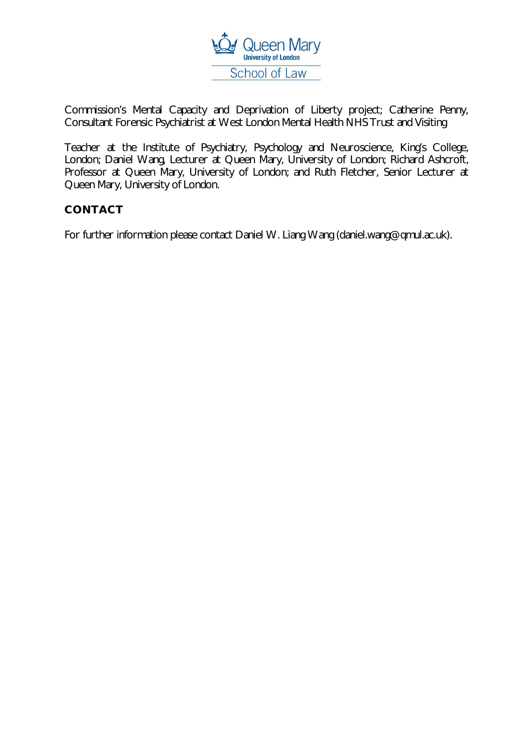Commission's Mental Capacity and Deprivation of Liberty project; Catherine Penny, Consultant Forensic Psychiatrist at West London Mental Health NHS Trust and Visiting

Teacher at the Institute of Psychiatry, Psychology and Neuroscience, King's College, London; Daniel Wang, Lecturer at Queen Mary, University of London; Richard Ashcroft, Professor at Queen Mary, University of London; and Ruth Fletcher, Senior Lecturer at Queen Mary, University of London.

## CONTACT

For further information please contact Daniel W. Liang Wang (daniel.wang@qmul.ac.uk).